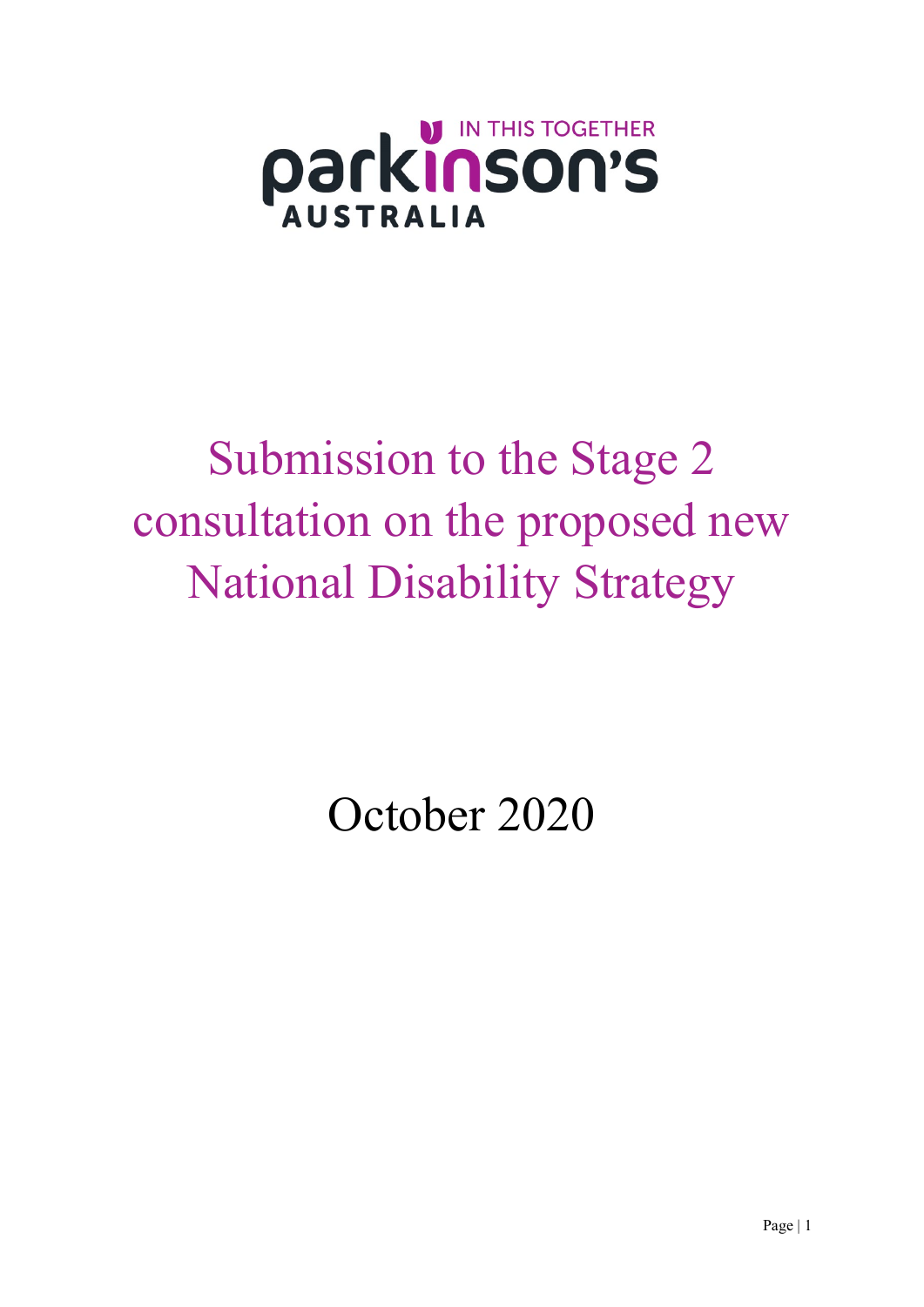parkinson's AUSTRALIA

IN THIS TOGETHER

# Submission to the Stage 2 consultation on the proposed new National Disability Strategy

October 2020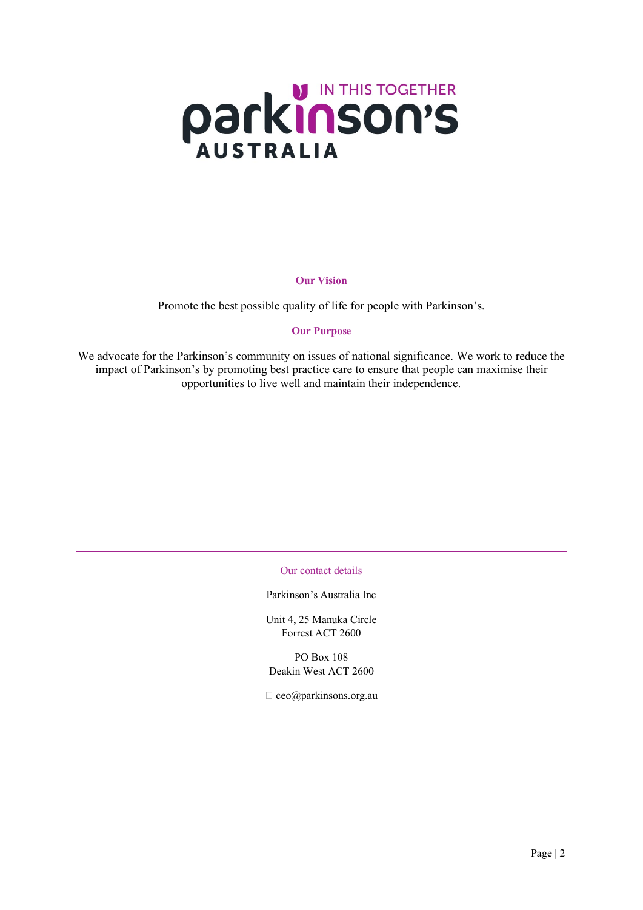### Our Vision

Promote the best possible quality of life for people with Parkinson's.

### Our Purpose

We advocate for the Parkinson's community on issues of national significance. We work to reduce the impact of Parkinson's by promoting best practice care to ensure that people can maximise their opportunities to live well and maintain their independence.

---

Our contact details

Parkinson's Australia Inc

Unit 4, 25 Manuka Circle
Forrest ACT 2600

PO Box 108
Deakin West ACT 2600

ceo@parkinsons.org.au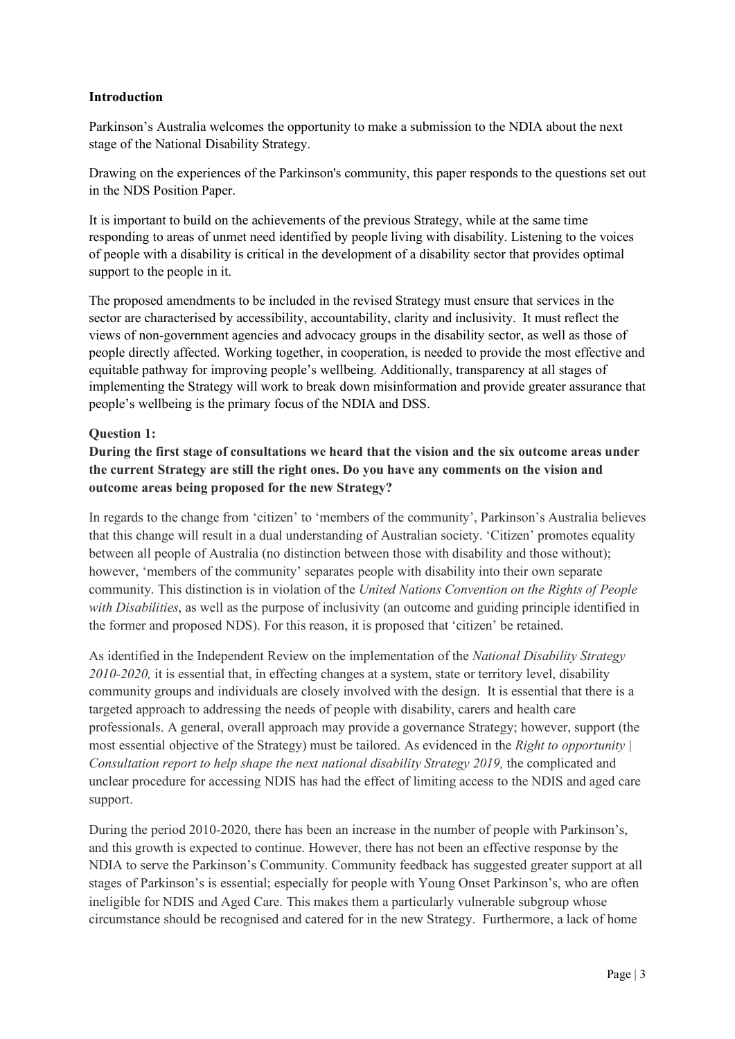**Introduction**

Parkinson's Australia welcomes the opportunity to make a submission to the NDIA about the next stage of the National Disability Strategy.

Drawing on the experiences of the Parkinson's community, this paper responds to the questions set out in the NDS Position Paper.

It is important to build on the achievements of the previous Strategy, while at the same time responding to areas of unmet need identified by people living with disability. Listening to the voices of people with a disability is critical in the development of a disability sector that provides optimal support to the people in it.

The proposed amendments to be included in the revised Strategy must ensure that services in the sector are characterised by accessibility, accountability, clarity and inclusivity. It must reflect the views of non-government agencies and advocacy groups in the disability sector, as well as those of people directly affected. Working together, in cooperation, is needed to provide the most effective and equitable pathway for improving people's wellbeing. Additionally, transparency at all stages of implementing the Strategy will work to break down misinformation and provide greater assurance that people's wellbeing is the primary focus of the NDIA and DSS.

**Question 1:**

**During the first stage of consultations we heard that the vision and the six outcome areas under the current Strategy are still the right ones. Do you have any comments on the vision and outcome areas being proposed for the new Strategy?**

In regards to the change from 'citizen' to 'members of the community', Parkinson's Australia believes that this change will result in a dual understanding of Australian society. 'Citizen' promotes equality between all people of Australia (no distinction between those with disability and those without); however, 'members of the community' separates people with disability into their own separate community. This distinction is in violation of the *United Nations Convention on the Rights of People with Disabilities*, as well as the purpose of inclusivity (an outcome and guiding principle identified in the former and proposed NDS). For this reason, it is proposed that 'citizen' be retained.

As identified in the Independent Review on the implementation of the *National Disability Strategy 2010-2020,* it is essential that, in effecting changes at a system, state or territory level, disability community groups and individuals are closely involved with the design. It is essential that there is a targeted approach to addressing the needs of people with disability, carers and health care professionals. A general, overall approach may provide a governance Strategy; however, support (the most essential objective of the Strategy) must be tailored. As evidenced in the *Right to opportunity | Consultation report to help shape the next national disability Strategy 2019,* the complicated and unclear procedure for accessing NDIS has had the effect of limiting access to the NDIS and aged care support.

During the period 2010-2020, there has been an increase in the number of people with Parkinson's, and this growth is expected to continue. However, there has not been an effective response by the NDIA to serve the Parkinson's Community. Community feedback has suggested greater support at all stages of Parkinson's is essential; especially for people with Young Onset Parkinson's, who are often ineligible for NDIS and Aged Care. This makes them a particularly vulnerable subgroup whose circumstance should be recognised and catered for in the new Strategy. Furthermore, a lack of home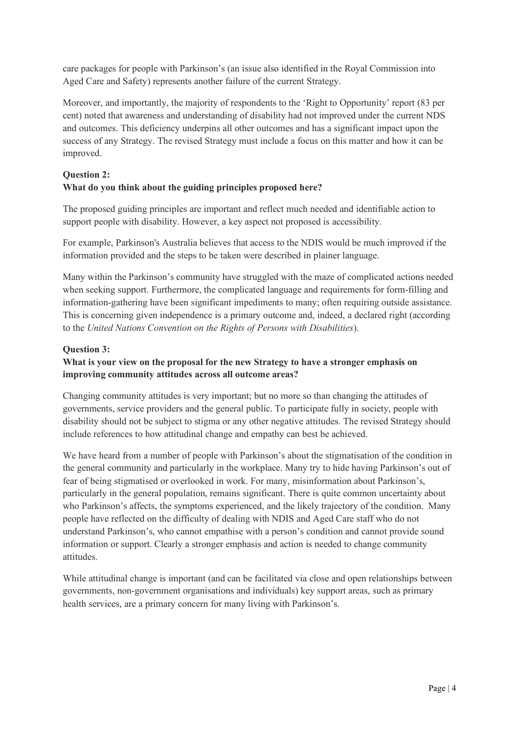care packages for people with Parkinson's (an issue also identified in the Royal Commission into Aged Care and Safety) represents another failure of the current Strategy.

Moreover, and importantly, the majority of respondents to the 'Right to Opportunity' report (83 per cent) noted that awareness and understanding of disability had not improved under the current NDS and outcomes. This deficiency underpins all other outcomes and has a significant impact upon the success of any Strategy. The revised Strategy must include a focus on this matter and how it can be improved.

**Question 2:**
**What do you think about the guiding principles proposed here?**

The proposed guiding principles are important and reflect much needed and identifiable action to support people with disability. However, a key aspect not proposed is accessibility.

For example, Parkinson's Australia believes that access to the NDIS would be much improved if the information provided and the steps to be taken were described in plainer language.

Many within the Parkinson's community have struggled with the maze of complicated actions needed when seeking support. Furthermore, the complicated language and requirements for form-filling and information-gathering have been significant impediments to many; often requiring outside assistance. This is concerning given independence is a primary outcome and, indeed, a declared right (according to the *United Nations Convention on the Rights of Persons with Disabilities*).

**Question 3:**
**What is your view on the proposal for the new Strategy to have a stronger emphasis on improving community attitudes across all outcome areas?**

Changing community attitudes is very important; but no more so than changing the attitudes of governments, service providers and the general public. To participate fully in society, people with disability should not be subject to stigma or any other negative attitudes. The revised Strategy should include references to how attitudinal change and empathy can best be achieved.

We have heard from a number of people with Parkinson's about the stigmatisation of the condition in the general community and particularly in the workplace. Many try to hide having Parkinson's out of fear of being stigmatised or overlooked in work. For many, misinformation about Parkinson's, particularly in the general population, remains significant. There is quite common uncertainty about who Parkinson's affects, the symptoms experienced, and the likely trajectory of the condition. Many people have reflected on the difficulty of dealing with NDIS and Aged Care staff who do not understand Parkinson's, who cannot empathise with a person's condition and cannot provide sound information or support. Clearly a stronger emphasis and action is needed to change community attitudes.

While attitudinal change is important (and can be facilitated via close and open relationships between governments, non-government organisations and individuals) key support areas, such as primary health services, are a primary concern for many living with Parkinson's.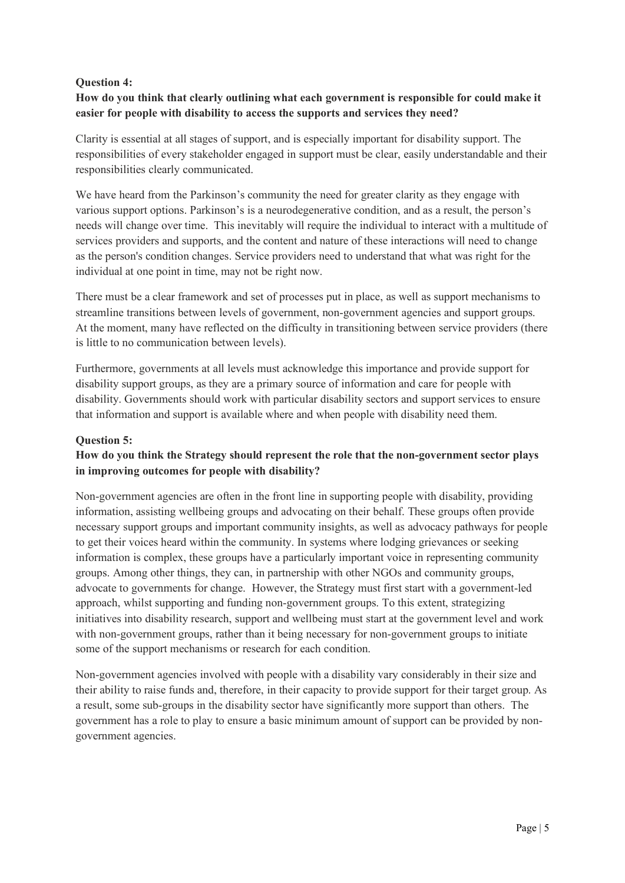**Question 4:**

**How do you think that clearly outlining what each government is responsible for could make it easier for people with disability to access the supports and services they need?**

Clarity is essential at all stages of support, and is especially important for disability support. The responsibilities of every stakeholder engaged in support must be clear, easily understandable and their responsibilities clearly communicated.

We have heard from the Parkinson's community the need for greater clarity as they engage with various support options. Parkinson's is a neurodegenerative condition, and as a result, the person's needs will change over time. This inevitably will require the individual to interact with a multitude of services providers and supports, and the content and nature of these interactions will need to change as the person's condition changes. Service providers need to understand that what was right for the individual at one point in time, may not be right now.

There must be a clear framework and set of processes put in place, as well as support mechanisms to streamline transitions between levels of government, non-government agencies and support groups. At the moment, many have reflected on the difficulty in transitioning between service providers (there is little to no communication between levels).

Furthermore, governments at all levels must acknowledge this importance and provide support for disability support groups, as they are a primary source of information and care for people with disability. Governments should work with particular disability sectors and support services to ensure that information and support is available where and when people with disability need them.

**Question 5:**

**How do you think the Strategy should represent the role that the non-government sector plays in improving outcomes for people with disability?**

Non-government agencies are often in the front line in supporting people with disability, providing information, assisting wellbeing groups and advocating on their behalf. These groups often provide necessary support groups and important community insights, as well as advocacy pathways for people to get their voices heard within the community. In systems where lodging grievances or seeking information is complex, these groups have a particularly important voice in representing community groups. Among other things, they can, in partnership with other NGOs and community groups, advocate to governments for change. However, the Strategy must first start with a government-led approach, whilst supporting and funding non-government groups. To this extent, strategizing initiatives into disability research, support and wellbeing must start at the government level and work with non-government groups, rather than it being necessary for non-government groups to initiate some of the support mechanisms or research for each condition.

Non-government agencies involved with people with a disability vary considerably in their size and their ability to raise funds and, therefore, in their capacity to provide support for their target group. As a result, some sub-groups in the disability sector have significantly more support than others. The government has a role to play to ensure a basic minimum amount of support can be provided by non-government agencies.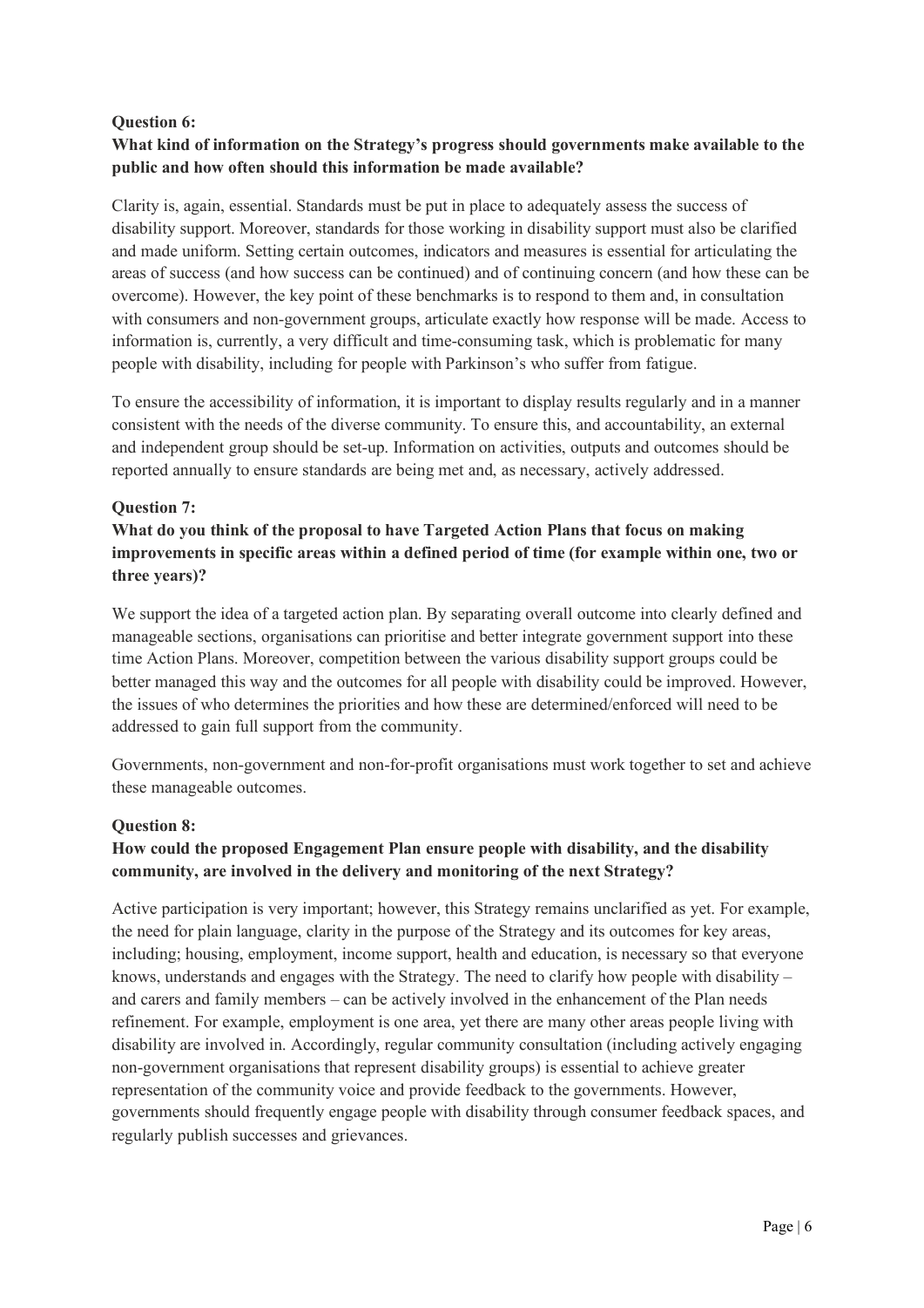**Question 6:**

**What kind of information on the Strategy's progress should governments make available to the public and how often should this information be made available?**

Clarity is, again, essential. Standards must be put in place to adequately assess the success of disability support. Moreover, standards for those working in disability support must also be clarified and made uniform. Setting certain outcomes, indicators and measures is essential for articulating the areas of success (and how success can be continued) and of continuing concern (and how these can be overcome). However, the key point of these benchmarks is to respond to them and, in consultation with consumers and non-government groups, articulate exactly how response will be made. Access to information is, currently, a very difficult and time-consuming task, which is problematic for many people with disability, including for people with Parkinson's who suffer from fatigue.

To ensure the accessibility of information, it is important to display results regularly and in a manner consistent with the needs of the diverse community. To ensure this, and accountability, an external and independent group should be set-up. Information on activities, outputs and outcomes should be reported annually to ensure standards are being met and, as necessary, actively addressed.

**Question 7:**

**What do you think of the proposal to have Targeted Action Plans that focus on making improvements in specific areas within a defined period of time (for example within one, two or three years)?**

We support the idea of a targeted action plan. By separating overall outcome into clearly defined and manageable sections, organisations can prioritise and better integrate government support into these time Action Plans. Moreover, competition between the various disability support groups could be better managed this way and the outcomes for all people with disability could be improved. However, the issues of who determines the priorities and how these are determined/enforced will need to be addressed to gain full support from the community.

Governments, non-government and non-for-profit organisations must work together to set and achieve these manageable outcomes.

**Question 8:**

**How could the proposed Engagement Plan ensure people with disability, and the disability community, are involved in the delivery and monitoring of the next Strategy?**

Active participation is very important; however, this Strategy remains unclarified as yet. For example, the need for plain language, clarity in the purpose of the Strategy and its outcomes for key areas, including; housing, employment, income support, health and education, is necessary so that everyone knows, understands and engages with the Strategy. The need to clarify how people with disability – and carers and family members – can be actively involved in the enhancement of the Plan needs refinement. For example, employment is one area, yet there are many other areas people living with disability are involved in. Accordingly, regular community consultation (including actively engaging non-government organisations that represent disability groups) is essential to achieve greater representation of the community voice and provide feedback to the governments. However, governments should frequently engage people with disability through consumer feedback spaces, and regularly publish successes and grievances.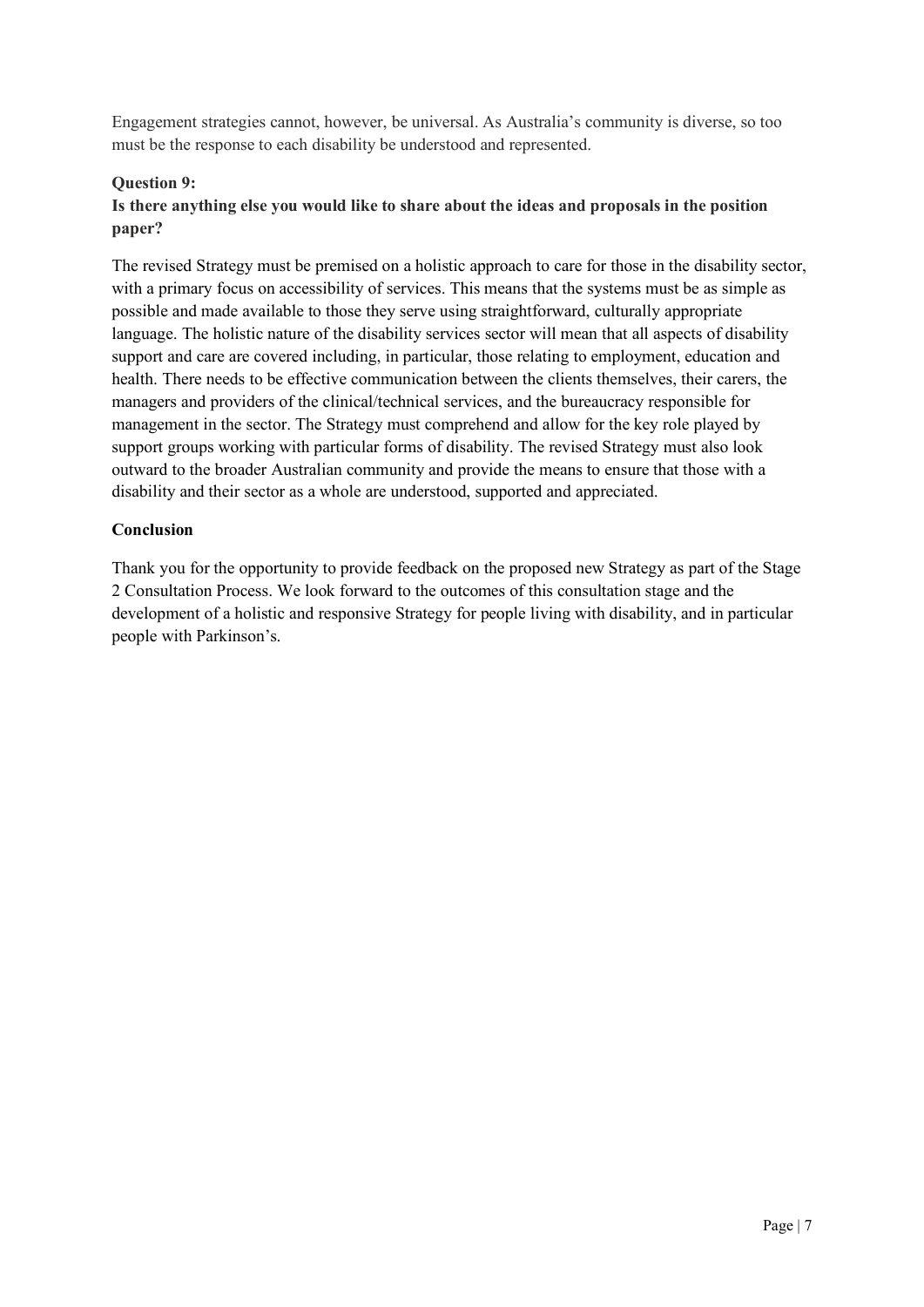Engagement strategies cannot, however, be universal. As Australia's community is diverse, so too must be the response to each disability be understood and represented.

**Question 9:**
**Is there anything else you would like to share about the ideas and proposals in the position paper?**

The revised Strategy must be premised on a holistic approach to care for those in the disability sector, with a primary focus on accessibility of services. This means that the systems must be as simple as possible and made available to those they serve using straightforward, culturally appropriate language. The holistic nature of the disability services sector will mean that all aspects of disability support and care are covered including, in particular, those relating to employment, education and health. There needs to be effective communication between the clients themselves, their carers, the managers and providers of the clinical/technical services, and the bureaucracy responsible for management in the sector. The Strategy must comprehend and allow for the key role played by support groups working with particular forms of disability. The revised Strategy must also look outward to the broader Australian community and provide the means to ensure that those with a disability and their sector as a whole are understood, supported and appreciated.

**Conclusion**

Thank you for the opportunity to provide feedback on the proposed new Strategy as part of the Stage 2 Consultation Process. We look forward to the outcomes of this consultation stage and the development of a holistic and responsive Strategy for people living with disability, and in particular people with Parkinson's.